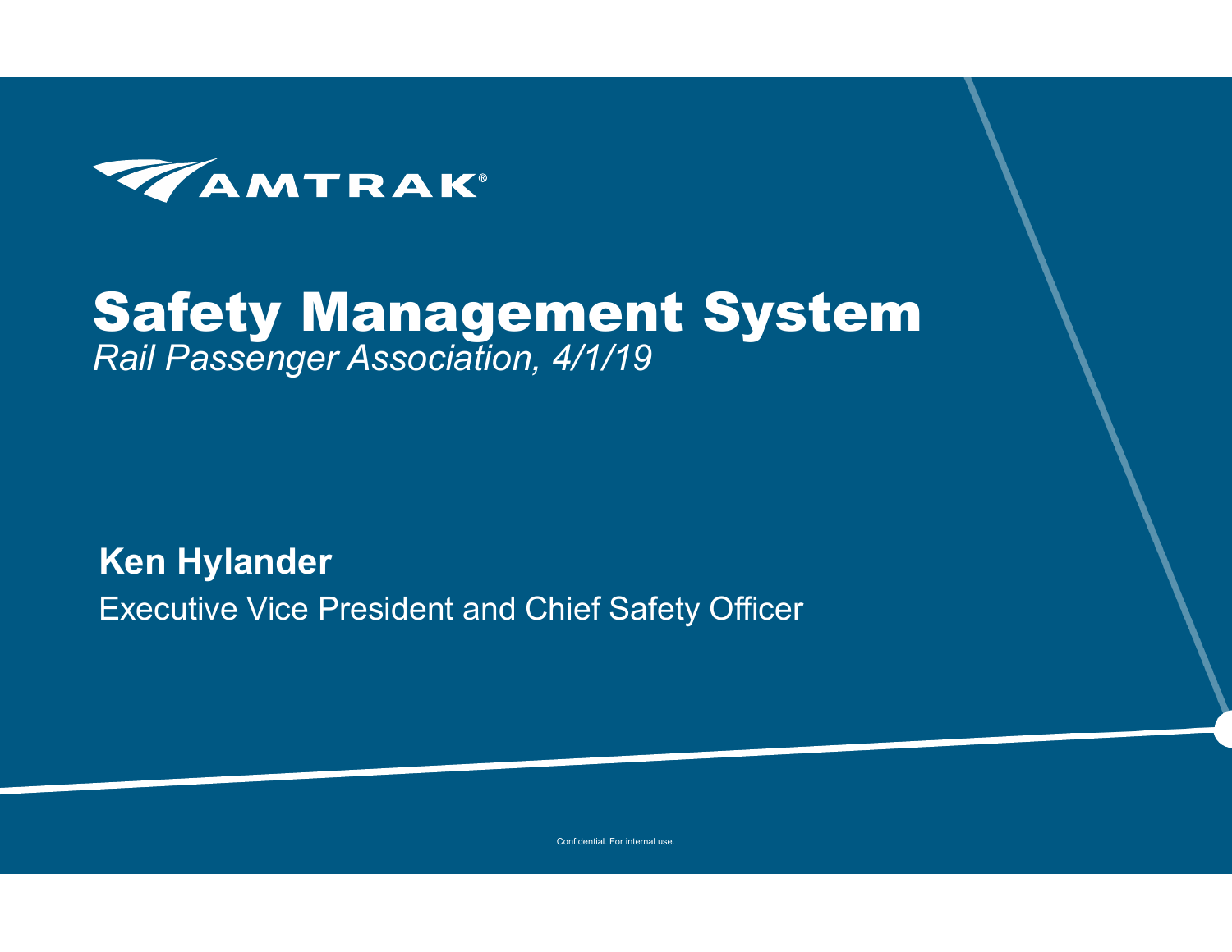AMTRAK®

# Safety Management System

*Rail Passenger Association, 4/1/19*

**Ken Hylander**

Executive Vice President and Chief Safety Officer

Confidential. For internal use.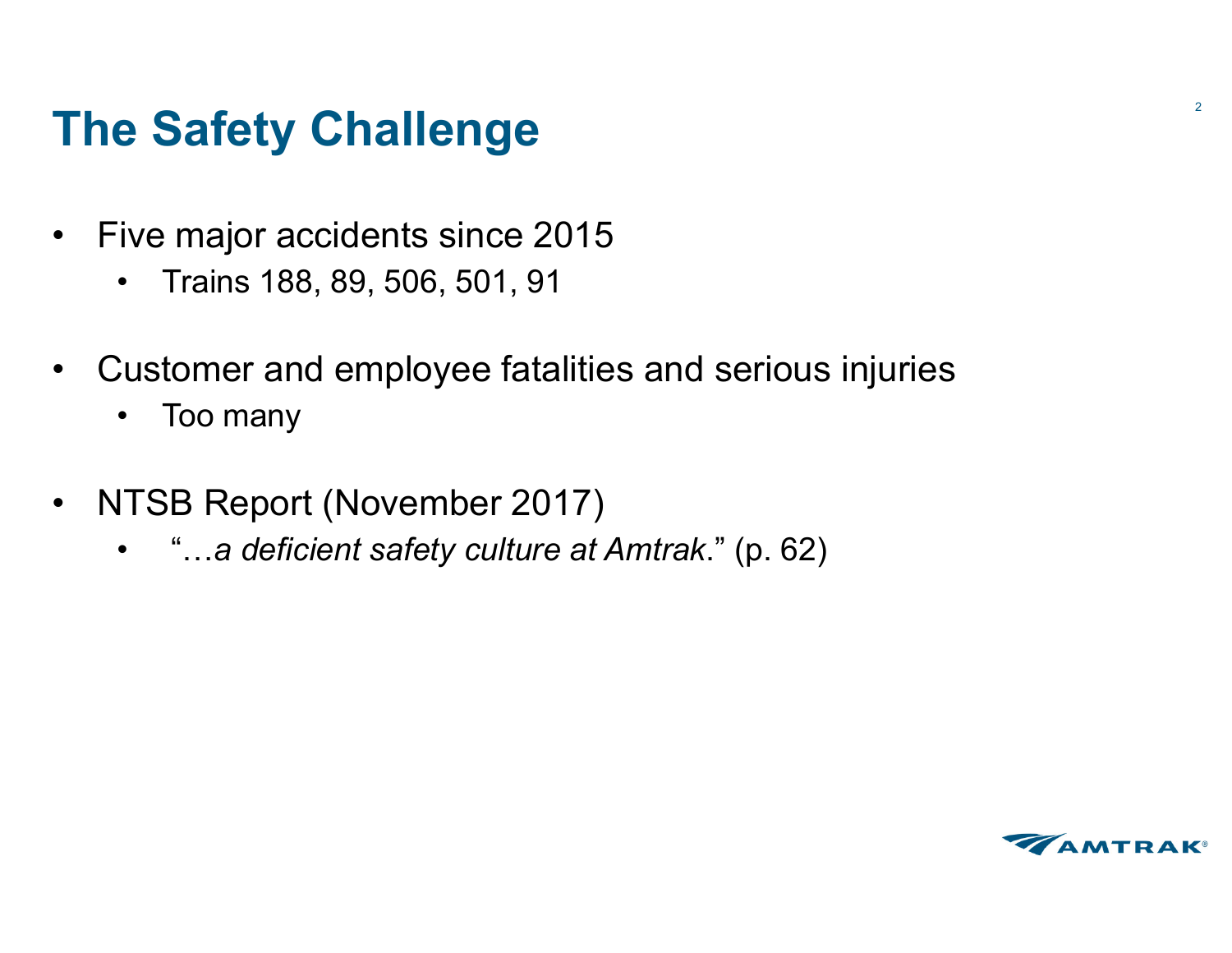# The Safety Challenge

- Five major accidents since 2015
  - Trains 188, 89, 506, 501, 91
- Customer and employee fatalities and serious injuries
  - Too many
- NTSB Report (November 2017)
  - "…*a deficient safety culture at Amtrak*." (p. 62)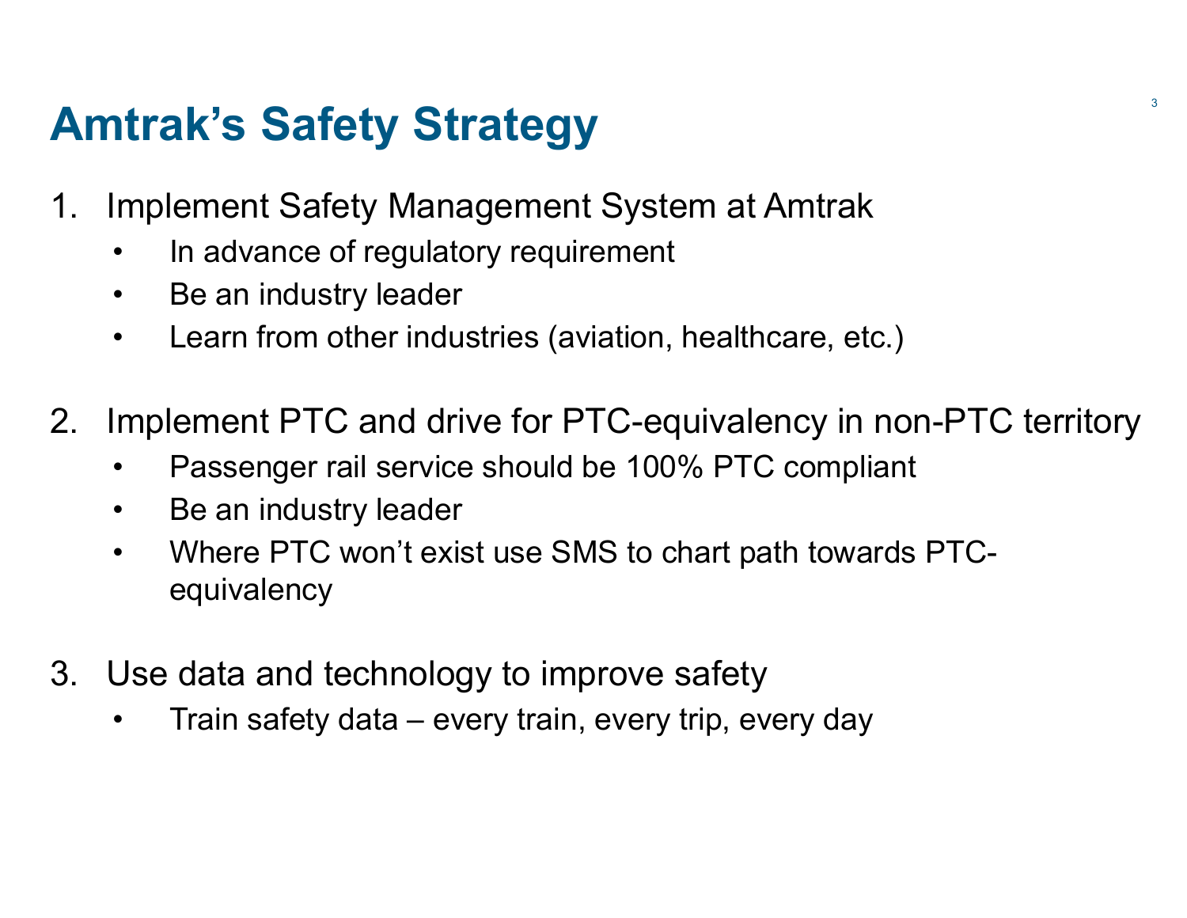# Amtrak's Safety Strategy

1. Implement Safety Management System at Amtrak
    - In advance of regulatory requirement
    - Be an industry leader
    - Learn from other industries (aviation, healthcare, etc.)

2. Implement PTC and drive for PTC-equivalency in non-PTC territory
    - Passenger rail service should be 100% PTC compliant
    - Be an industry leader
    - Where PTC won't exist use SMS to chart path towards PTC-equivalency

3. Use data and technology to improve safety
    - Train safety data – every train, every trip, every day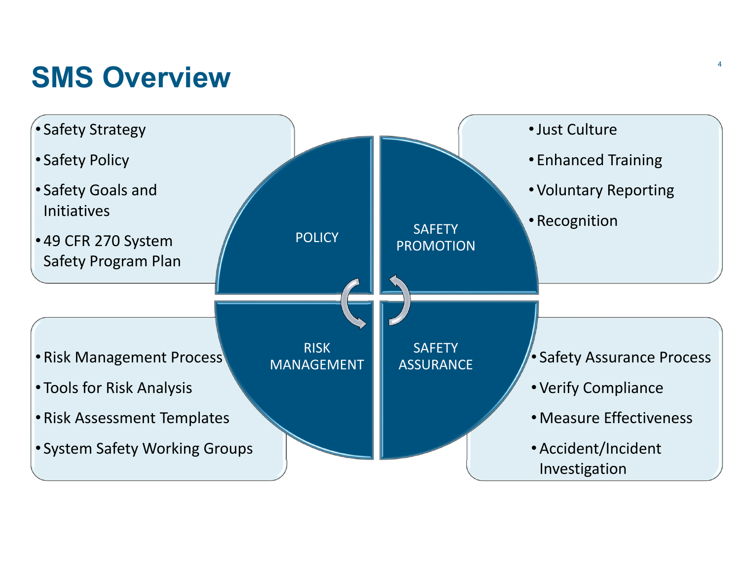# SMS Overview

## POLICY

- Safety Strategy
- Safety Policy
- Safety Goals and Initiatives
- 49 CFR 270 System Safety Program Plan

## SAFETY PROMOTION

- Just Culture
- Enhanced Training
- Voluntary Reporting
- Recognition

## RISK MANAGEMENT

- Risk Management Process
- Tools for Risk Analysis
- Risk Assessment Templates
- System Safety Working Groups

## SAFETY ASSURANCE

- Safety Assurance Process
- Verify Compliance
- Measure Effectiveness
- Accident/Incident Investigation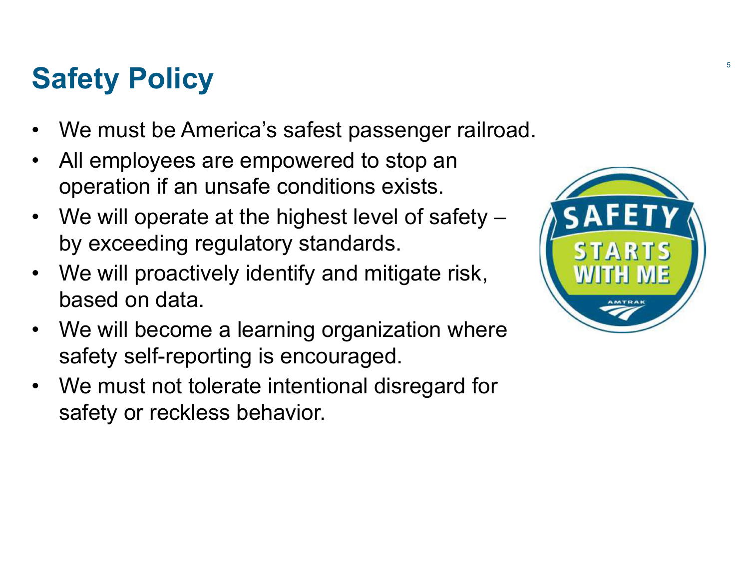# Safety Policy

- We must be America's safest passenger railroad.
- All employees are empowered to stop an operation if an unsafe conditions exists.
- We will operate at the highest level of safety – by exceeding regulatory standards.
- We will proactively identify and mitigate risk, based on data.
- We will become a learning organization where safety self-reporting is encouraged.
- We must not tolerate intentional disregard for safety or reckless behavior.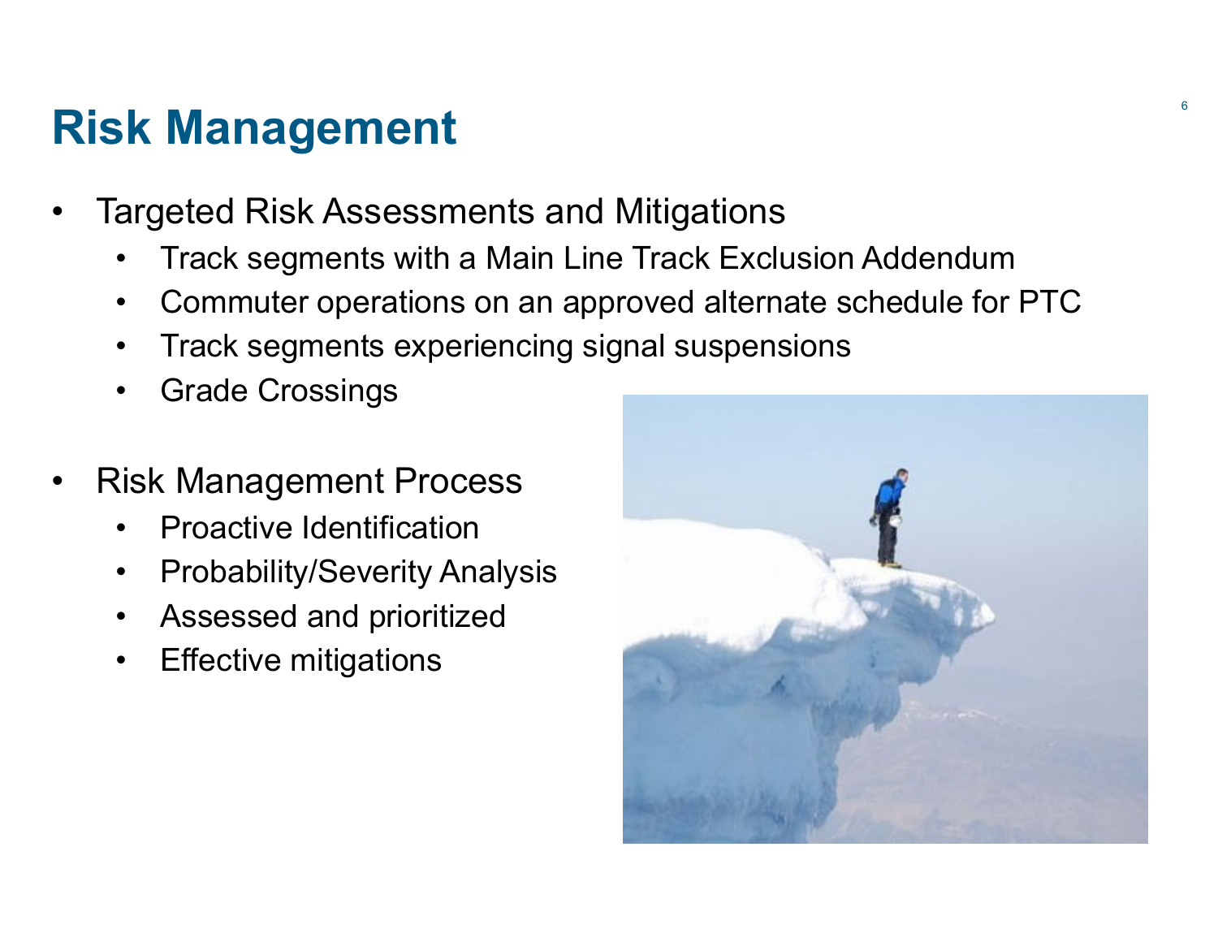# Risk Management

- Targeted Risk Assessments and Mitigations
  - Track segments with a Main Line Track Exclusion Addendum
  - Commuter operations on an approved alternate schedule for PTC
  - Track segments experiencing signal suspensions
  - Grade Crossings
- Risk Management Process
  - Proactive Identification
  - Probability/Severity Analysis
  - Assessed and prioritized
  - Effective mitigations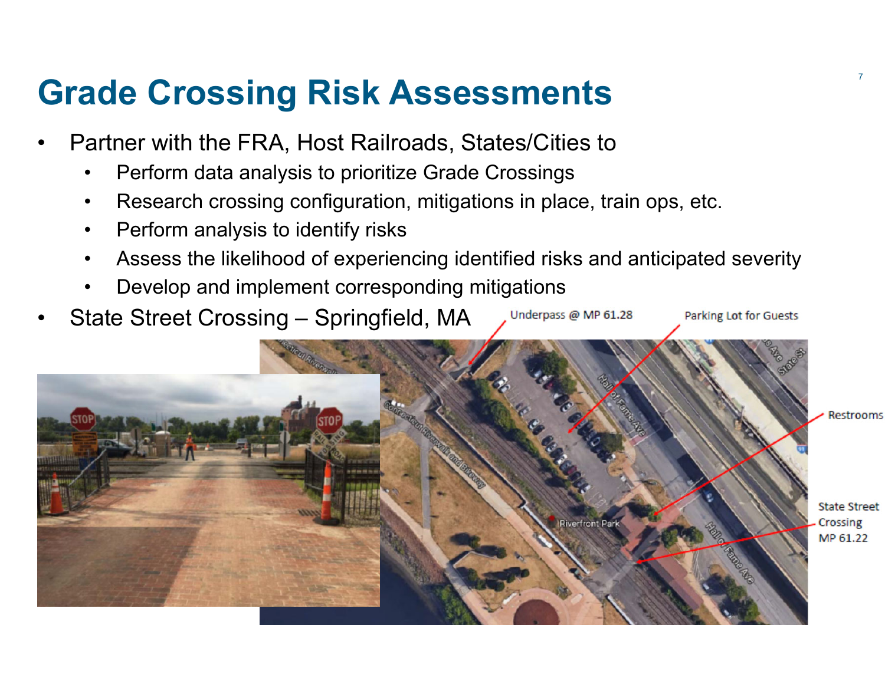# Grade Crossing Risk Assessments

- Partner with the FRA, Host Railroads, States/Cities to
  - Perform data analysis to prioritize Grade Crossings
  - Research crossing configuration, mitigations in place, train ops, etc.
  - Perform analysis to identify risks
  - Assess the likelihood of experiencing identified risks and anticipated severity
  - Develop and implement corresponding mitigations
- State Street Crossing – Springfield, MA

Underpass @ MP 61.28

Parking Lot for Guests

Restrooms

State Street Crossing MP 61.22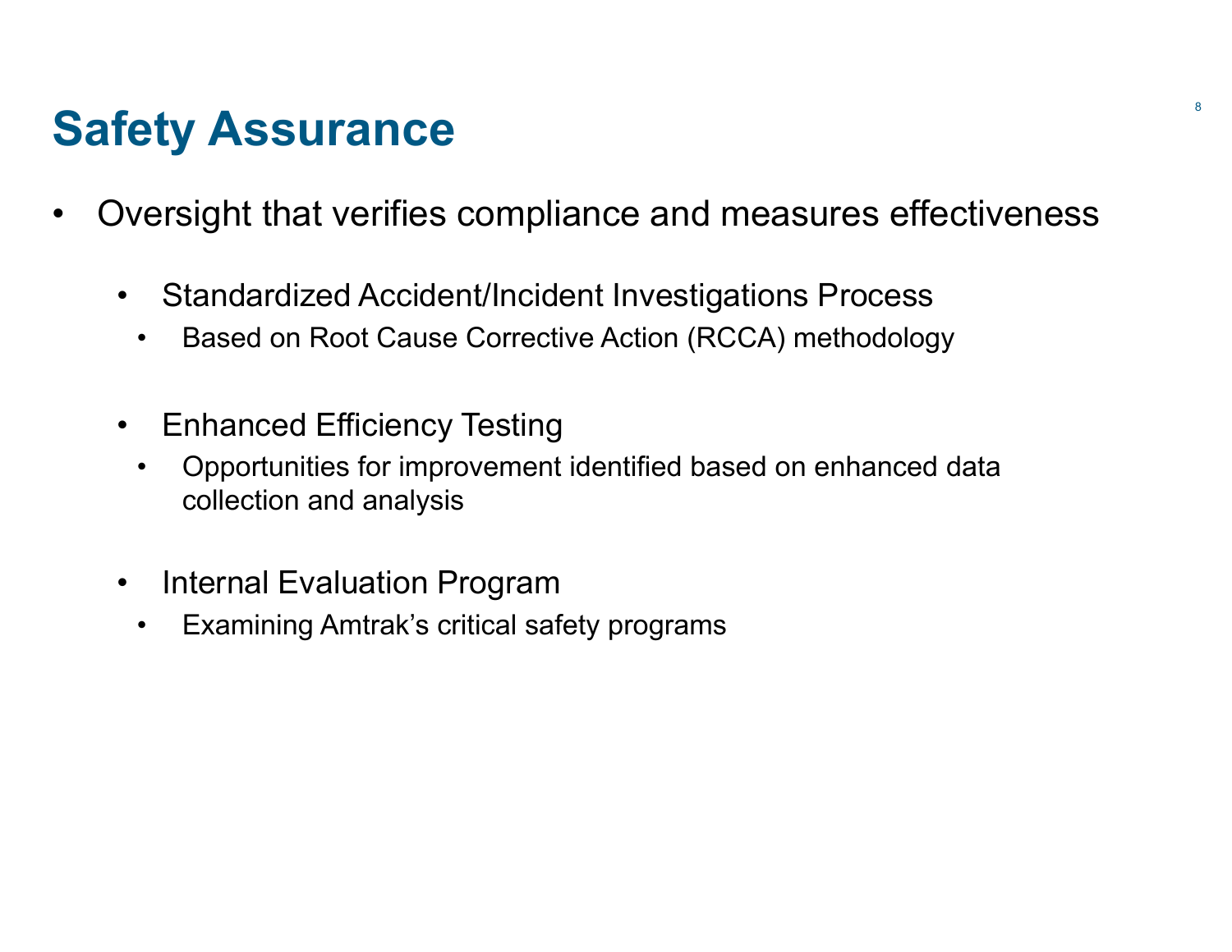# Safety Assurance

- Oversight that verifies compliance and measures effectiveness
  - Standardized Accident/Incident Investigations Process
    - Based on Root Cause Corrective Action (RCCA) methodology
  - Enhanced Efficiency Testing
    - Opportunities for improvement identified based on enhanced data collection and analysis
  - Internal Evaluation Program
    - Examining Amtrak's critical safety programs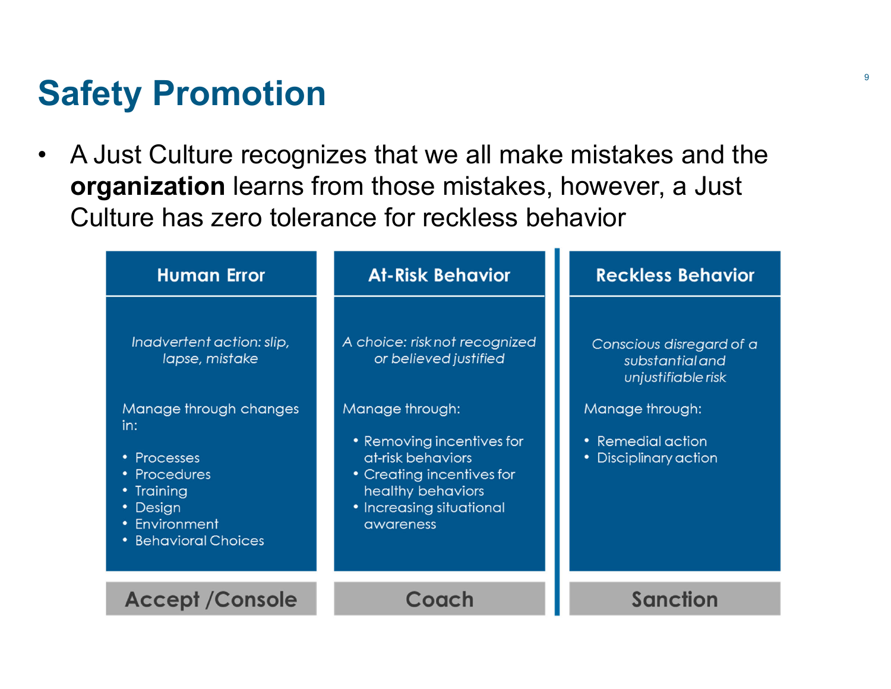# Safety Promotion

- A Just Culture recognizes that we all make mistakes and the **organization** learns from those mistakes, however, a Just Culture has zero tolerance for reckless behavior

| Human Error | At-Risk Behavior | Reckless Behavior |
| --- | --- | --- |
| *Inadvertent action: slip, lapse, mistake* | *A choice: risk not recognized or believed justified* | *Conscious disregard of a substantial and unjustifiable risk* |
| Manage through changes in:<br>• Processes<br>• Procedures<br>• Training<br>• Design<br>• Environment<br>• Behavioral Choices | Manage through:<br>• Removing incentives for at-risk behaviors<br>• Creating incentives for healthy behaviors<br>• Increasing situational awareness | Manage through:<br>• Remedial action<br>• Disciplinary action |
| **Accept /Console** | **Coach** | **Sanction** |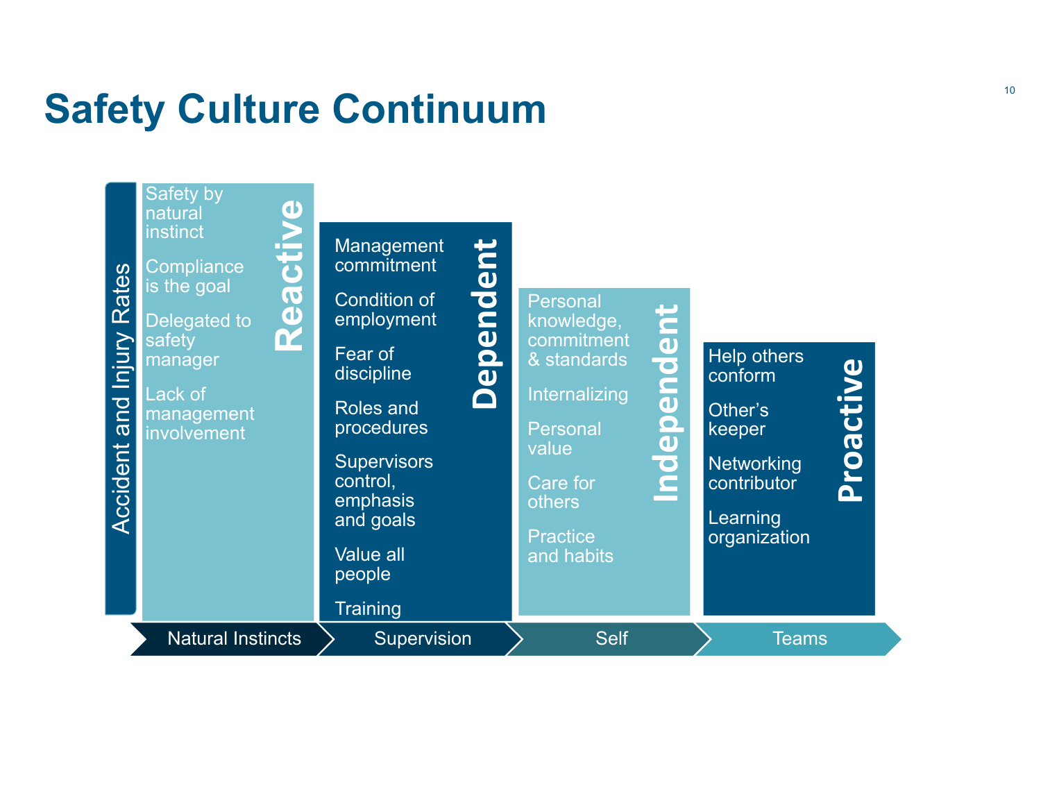# Safety Culture Continuum

Accident and Injury Rates

| Reactive | Dependent | Independent | Proactive |
| --- | --- | --- | --- |
| Safety by natural instinct | Management commitment | Personal knowledge, commitment & standards | Help others conform |
| Compliance is the goal | Condition of employment | Internalizing | Other's keeper |
| Delegated to safety manager | Fear of discipline | Personal value | Networking contributor |
| Lack of management involvement | Roles and procedures | Care for others | Learning organization |
| | Supervisors control, emphasis and goals | Practice and habits | |
| | Value all people | | |
| | Training | | |
| **Natural Instincts** | **Supervision** | **Self** | **Teams** |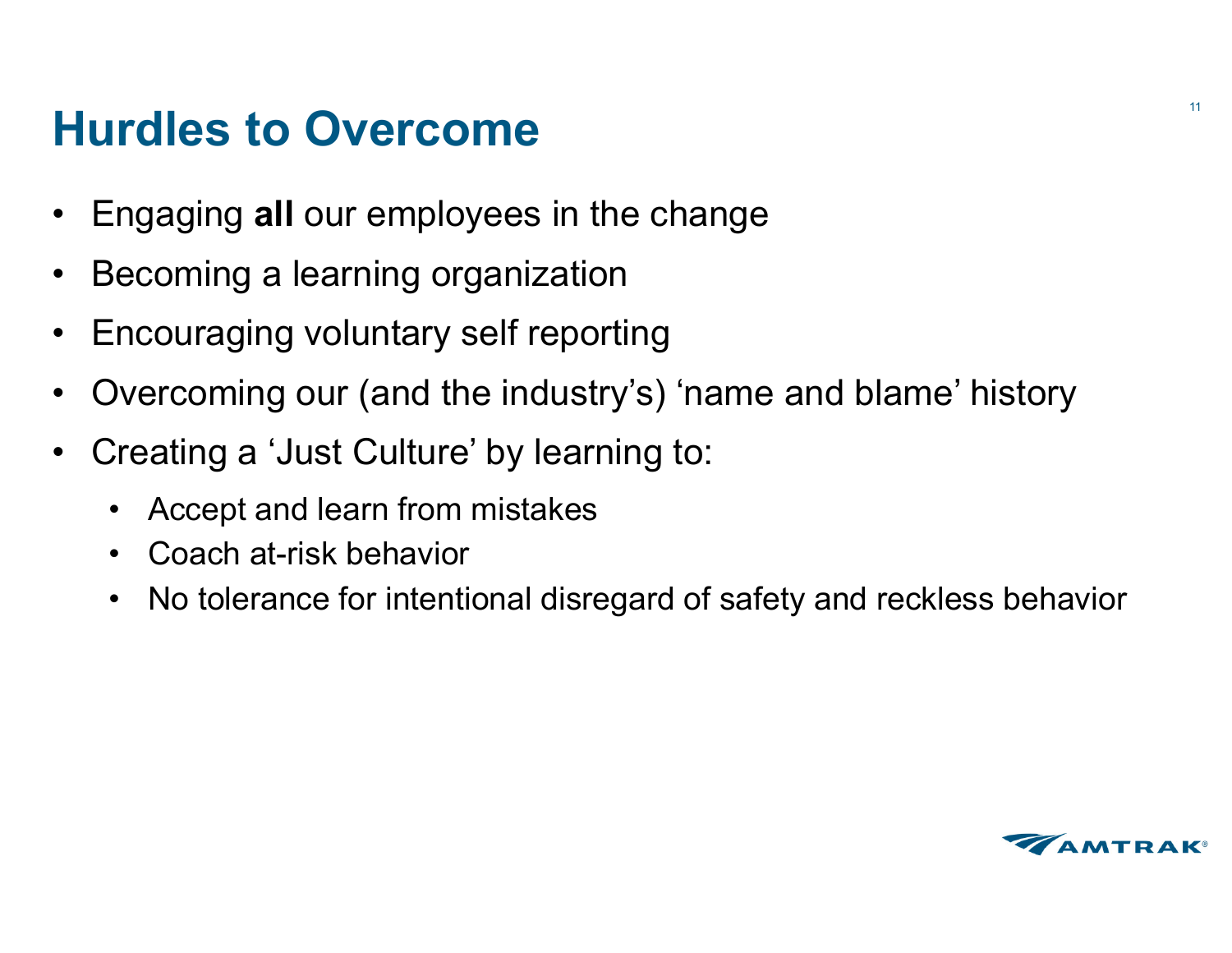# Hurdles to Overcome

- Engaging **all** our employees in the change
- Becoming a learning organization
- Encouraging voluntary self reporting
- Overcoming our (and the industry's) 'name and blame' history
- Creating a 'Just Culture' by learning to:
  - Accept and learn from mistakes
  - Coach at-risk behavior
  - No tolerance for intentional disregard of safety and reckless behavior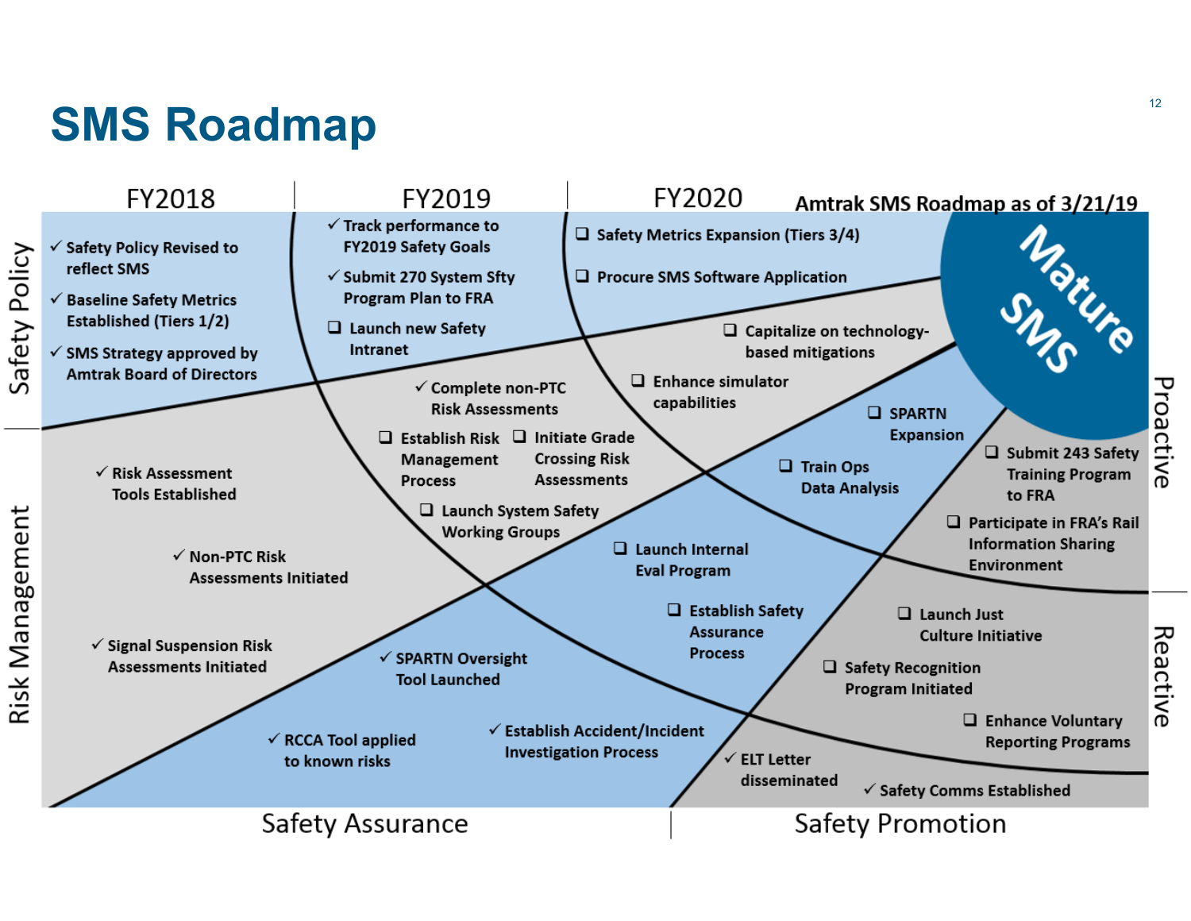# SMS Roadmap

Amtrak SMS Roadmap as of 3/21/19

FY2018 | FY2019 | FY2020

**Mature SMS**

## Safety Policy

- ✓ Safety Policy Revised to reflect SMS
- ✓ Baseline Safety Metrics Established (Tiers 1/2)
- ✓ SMS Strategy approved by Amtrak Board of Directors
- ✓ Track performance to FY2019 Safety Goals
- ✓ Submit 270 System Sfty Program Plan to FRA
- ❑ Launch new Safety Intranet
- ❑ Safety Metrics Expansion (Tiers 3/4)
- ❑ Procure SMS Software Application

## Risk Management

- ✓ Risk Assessment Tools Established
- ✓ Non-PTC Risk Assessments Initiated
- ✓ Signal Suspension Risk Assessments Initiated
- ✓ Complete non-PTC Risk Assessments
- ❑ Establish Risk Management Process
- ❑ Initiate Grade Crossing Risk Assessments
- ❑ Launch System Safety Working Groups
- ❑ Capitalize on technology-based mitigations
- ❑ Enhance simulator capabilities

## Safety Assurance

- ✓ SPARTN Oversight Tool Launched
- ✓ RCCA Tool applied to known risks
- ✓ Establish Accident/Incident Investigation Process
- ❑ Launch Internal Eval Program
- ❑ Establish Safety Assurance Process
- ❑ Train Ops Data Analysis
- ❑ SPARTN Expansion

## Safety Promotion

- ✓ ELT Letter disseminated
- ✓ Safety Comms Established
- ❑ Launch Just Culture Initiative
- ❑ Safety Recognition Program Initiated
- ❑ Enhance Voluntary Reporting Programs
- ❑ Submit 243 Safety Training Program to FRA
- ❑ Participate in FRA's Rail Information Sharing Environment

Proactive | Reactive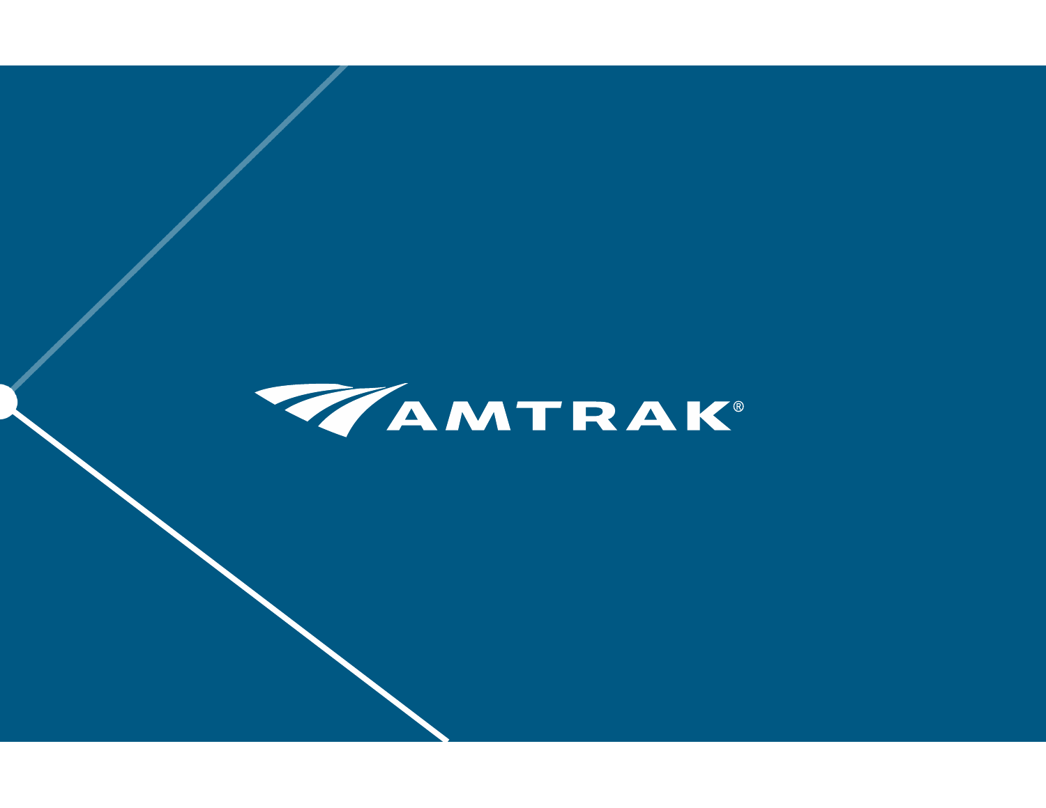AMTRAK®